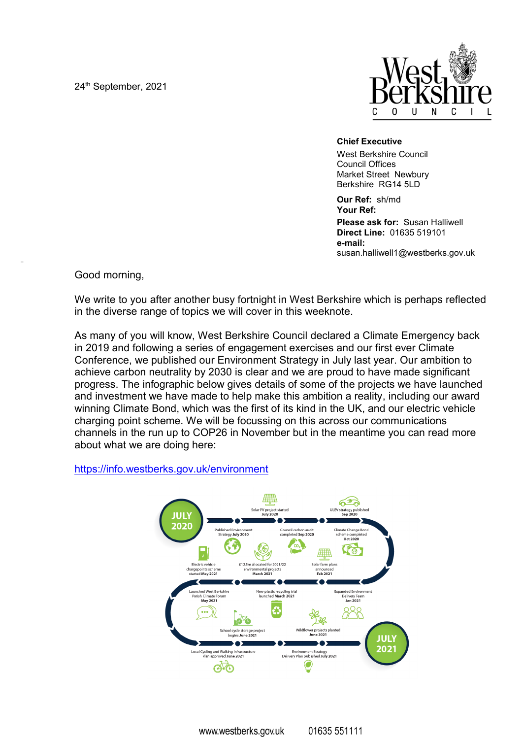24th September, 2021

West Berkshire COUNCIL

**Chief Executive**
West Berkshire Council
Council Offices
Market Street Newbury
Berkshire RG14 5LD

**Our Ref:** sh/md
**Your Ref:**
**Please ask for:** Susan Halliwell
**Direct Line:** 01635 519101
**e-mail:**
susan.halliwell1@westberks.gov.uk

Good morning,

We write to you after another busy fortnight in West Berkshire which is perhaps reflected in the diverse range of topics we will cover in this weeknote.

As many of you will know, West Berkshire Council declared a Climate Emergency back in 2019 and following a series of engagement exercises and our first ever Climate Conference, we published our Environment Strategy in July last year. Our ambition to achieve carbon neutrality by 2030 is clear and we are proud to have made significant progress. The infographic below gives details of some of the projects we have launched and investment we have made to help make this ambition a reality, including our award winning Climate Bond, which was the first of its kind in the UK, and our electric vehicle charging point scheme. We will be focussing on this across our communications channels in the run up to COP26 in November but in the meantime you can read more about what we are doing here:

[https://info.westberks.gov.uk/environment](https://info.westberks.gov.uk/environment)

**JULY 2020**

- Published Environment Strategy **July 2020**
- Solar PV project started **July 2020**
- Council carbon audit completed **Sep 2020**
- ULEV strategy published **Sep 2020**
- Climate Change Bond scheme completed **Oct 2020**
- Solar farm plans announced **Feb 2021**
- £12.5m allocated for 2021/22 environmental projects **March 2021**
- Electric vehicle chargepoints scheme started **May 2021**
- Launched West Berkshire Parish Climate Forum **May 2021**
- New plastic recycling trial launched **March 2021**
- Expanded Environment Delivery Team **Jan 2021**
- School cycle storage project begins **June 2021**
- Wildflower projects planted **June 2021**
- Local Cycling and Walking Infrastructure Plan approved **June 2021**
- Environment Strategy Delivery Plan published **July 2021**

**JULY 2021**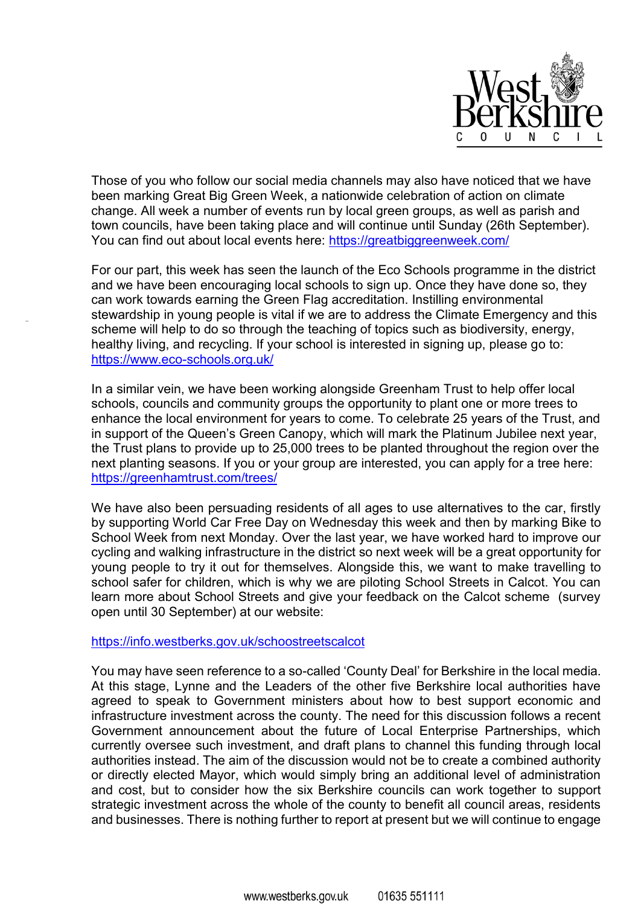Those of you who follow our social media channels may also have noticed that we have been marking Great Big Green Week, a nationwide celebration of action on climate change. All week a number of events run by local green groups, as well as parish and town councils, have been taking place and will continue until Sunday (26th September). You can find out about local events here: https://greatbiggreenweek.com/

For our part, this week has seen the launch of the Eco Schools programme in the district and we have been encouraging local schools to sign up. Once they have done so, they can work towards earning the Green Flag accreditation. Instilling environmental stewardship in young people is vital if we are to address the Climate Emergency and this scheme will help to do so through the teaching of topics such as biodiversity, energy, healthy living, and recycling. If your school is interested in signing up, please go to: https://www.eco-schools.org.uk/

In a similar vein, we have been working alongside Greenham Trust to help offer local schools, councils and community groups the opportunity to plant one or more trees to enhance the local environment for years to come. To celebrate 25 years of the Trust, and in support of the Queen's Green Canopy, which will mark the Platinum Jubilee next year, the Trust plans to provide up to 25,000 trees to be planted throughout the region over the next planting seasons. If you or your group are interested, you can apply for a tree here: https://greenhamtrust.com/trees/

We have also been persuading residents of all ages to use alternatives to the car, firstly by supporting World Car Free Day on Wednesday this week and then by marking Bike to School Week from next Monday. Over the last year, we have worked hard to improve our cycling and walking infrastructure in the district so next week will be a great opportunity for young people to try it out for themselves. Alongside this, we want to make travelling to school safer for children, which is why we are piloting School Streets in Calcot. You can learn more about School Streets and give your feedback on the Calcot scheme (survey open until 30 September) at our website:

https://info.westberks.gov.uk/schoostreetscalcot

You may have seen reference to a so-called 'County Deal' for Berkshire in the local media. At this stage, Lynne and the Leaders of the other five Berkshire local authorities have agreed to speak to Government ministers about how to best support economic and infrastructure investment across the county. The need for this discussion follows a recent Government announcement about the future of Local Enterprise Partnerships, which currently oversee such investment, and draft plans to channel this funding through local authorities instead. The aim of the discussion would not be to create a combined authority or directly elected Mayor, which would simply bring an additional level of administration and cost, but to consider how the six Berkshire councils can work together to support strategic investment across the whole of the county to benefit all council areas, residents and businesses. There is nothing further to report at present but we will continue to engage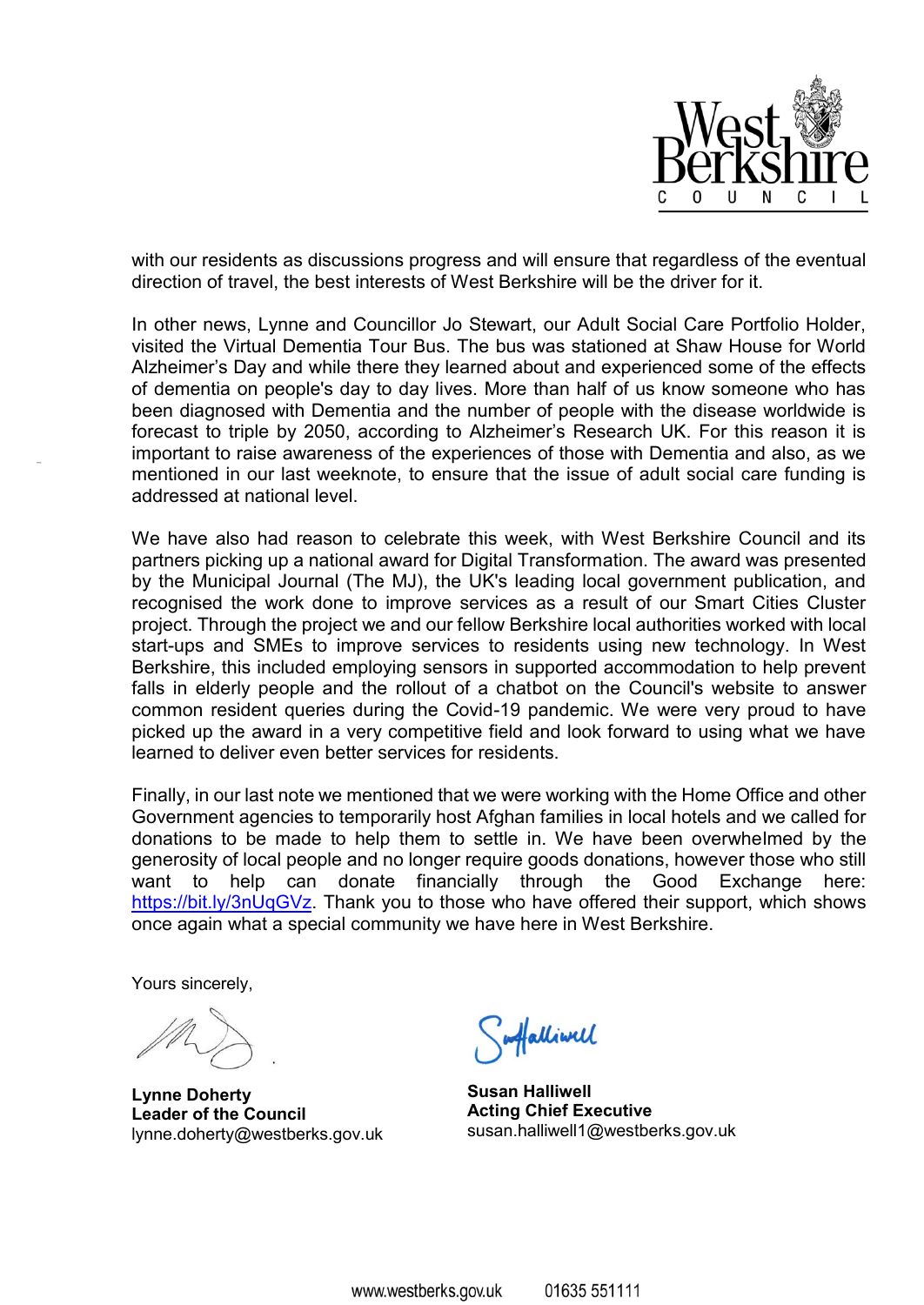with our residents as discussions progress and will ensure that regardless of the eventual direction of travel, the best interests of West Berkshire will be the driver for it.

In other news, Lynne and Councillor Jo Stewart, our Adult Social Care Portfolio Holder, visited the Virtual Dementia Tour Bus. The bus was stationed at Shaw House for World Alzheimer's Day and while there they learned about and experienced some of the effects of dementia on people's day to day lives. More than half of us know someone who has been diagnosed with Dementia and the number of people with the disease worldwide is forecast to triple by 2050, according to Alzheimer's Research UK. For this reason it is important to raise awareness of the experiences of those with Dementia and also, as we mentioned in our last weeknote, to ensure that the issue of adult social care funding is addressed at national level.

We have also had reason to celebrate this week, with West Berkshire Council and its partners picking up a national award for Digital Transformation. The award was presented by the Municipal Journal (The MJ), the UK's leading local government publication, and recognised the work done to improve services as a result of our Smart Cities Cluster project. Through the project we and our fellow Berkshire local authorities worked with local start-ups and SMEs to improve services to residents using new technology. In West Berkshire, this included employing sensors in supported accommodation to help prevent falls in elderly people and the rollout of a chatbot on the Council's website to answer common resident queries during the Covid-19 pandemic. We were very proud to have picked up the award in a very competitive field and look forward to using what we have learned to deliver even better services for residents.

Finally, in our last note we mentioned that we were working with the Home Office and other Government agencies to temporarily host Afghan families in local hotels and we called for donations to be made to help them to settle in. We have been overwhelmed by the generosity of local people and no longer require goods donations, however those who still want to help can donate financially through the Good Exchange here: https://bit.ly/3nUqGVz. Thank you to those who have offered their support, which shows once again what a special community we have here in West Berkshire.

Yours sincerely,

**Lynne Doherty**
**Leader of the Council**
lynne.doherty@westberks.gov.uk

**Susan Halliwell**
**Acting Chief Executive**
susan.halliwell1@westberks.gov.uk